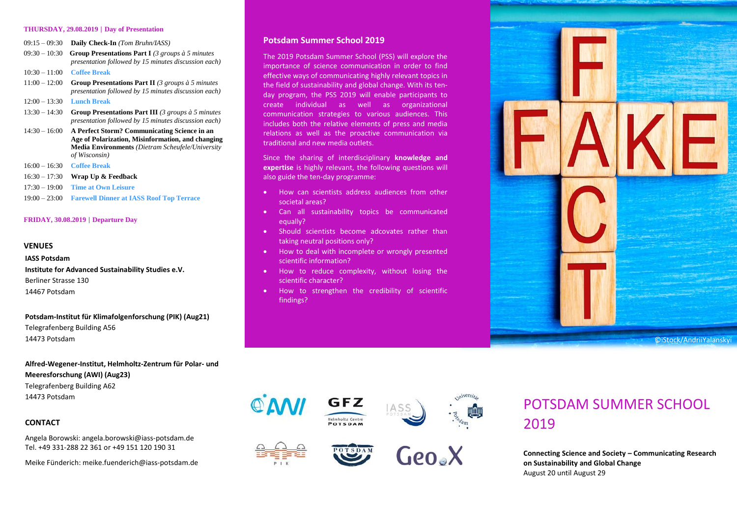**THURSDAY, 29.08.2019 | Day of Presentation**

| | |
|---|---|
| 09:15 – 09:30 | **Daily Check-In** *(Tom Bruhn/IASS)* |
| 09:30 – 10:30 | **Group Presentations Part I** *(3 groups à 5 minutes presentation followed by 15 minutes discussion each)* |
| 10:30 – 11:00 | **Coffee Break** |
| 11:00 – 12:00 | **Group Presentations Part II** *(3 groups à 5 minutes presentation followed by 15 minutes discussion each)* |
| 12:00 – 13:30 | **Lunch Break** |
| 13:30 – 14:30 | **Group Presentations Part III** *(3 groups à 5 minutes presentation followed by 15 minutes discussion each)* |
| 14:30 – 16:00 | **A Perfect Storm? Communicating Science in an Age of Polarization, Misinformation, and changing Media Environments** *(Dietram Scheufele/University of Wisconsin)* |
| 16:00 – 16:30 | **Coffee Break** |
| 16:30 – 17:30 | **Wrap Up & Feedback** |
| 17:30 – 19:00 | **Time at Own Leisure** |
| 19:00 – 23:00 | **Farewell Dinner at IASS Roof Top Terrace** |

**FRIDAY, 30.08.2019 | Departure Day**

## VENUES

**IASS Potsdam**
**Institute for Advanced Sustainability Studies e.V.**
Berliner Strasse 130
14467 Potsdam

**Potsdam-Institut für Klimafolgenforschung (PIK) (Aug21)**
Telegrafenberg Building A56
14473 Potsdam

**Alfred-Wegener-Institut, Helmholtz-Zentrum für Polar- und Meeresforschung (AWI) (Aug23)**
Telegrafenberg Building A62
14473 Potsdam

## CONTACT

Angela Borowski: angela.borowski@iass-potsdam.de
Tel. +49 331-288 22 361 or +49 151 120 190 31

Meike Fünderich: meike.fuenderich@iass-potsdam.de

## Potsdam Summer School 2019

The 2019 Potsdam Summer School (PSS) will explore the importance of science communication in order to find effective ways of communicating highly relevant topics in the field of sustainability and global change. With its ten-day program, the PSS 2019 will enable participants to create individual as well as organizational communication strategies to various audiences. This includes both the relative elements of press and media relations as well as the proactive communication via traditional and new media outlets.

Since the sharing of interdisciplinary **knowledge and expertise** is highly relevant, the following questions will also guide the ten-day programme:

- How can scientists address audiences from other societal areas?
- Can all sustainability topics be communicated equally?
- Should scientists become adcovates rather than taking neutral positions only?
- How to deal with incomplete or wrongly presented scientific information?
- How to reduce complexity, without losing the scientific character?
- How to strengthen the credibility of scientific findings?

©iStock/AndriiYalanskyi

# POTSDAM SUMMER SCHOOL 2019

**Connecting Science and Society – Communicating Research on Sustainability and Global Change**
August 20 until August 29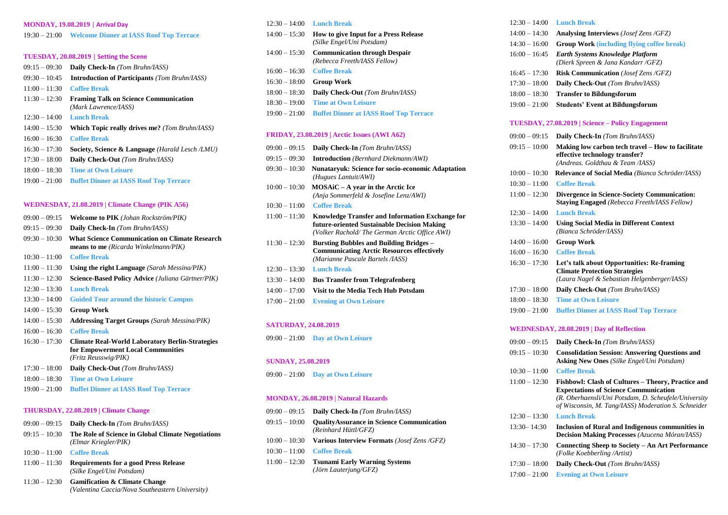**MONDAY, 19.08.2019 | Arrival Day**

19:30 – 21:00 **Welcome Dinner at IASS Roof Top Terrace**

**TUESDAY, 20.08.2019 | Setting the Scene**

09:15 – 09:30 **Daily Check-In** *(Tom Bruhn/IASS)*
09:30 – 10:45 **Introduction of Participants** *(Tom Bruhn/IASS)*
11:00 – 11:30 **Coffee Break**
11:30 – 12:30 **Framing Talk on Science Communication** *(Mark Lawrence/IASS)*
12:30 – 14:00 **Lunch Break**
14:00 – 15:30 **Which Topic really drives me?** *(Tom Bruhn/IASS)*
16:00 – 16:30 **Coffee Break**
16:30 – 17:30 **Society, Science & Language** *(Harald Lesch /LMU)*
17:30 – 18:00 **Daily Check-Out** *(Tom Bruhn/IASS)*
18:00 – 18:30 **Time at Own Leisure**
19:00 – 21:00 **Buffet Dinner at IASS Roof Top Terrace**

**WEDNESDAY, 21.08.2019 | Climate Change (PIK A56)**

09:00 – 09:15 **Welcome to PIK** *(Johan Rockström/PIK)*
09:15 – 09:30 **Daily Check-In** *(Tom Bruhn/IASS)*
09:30 – 10:30 **What Science Communication on Climate Research means to me** *(Ricarda Winkelmann/PIK)*
10:30 – 11:00 **Coffee Break**
11:00 – 11:30 **Using the right Language** *(Sarah Messina/PIK)*
11:30 – 12:30 **Science-Based Policy Advice** *(Juliana Gärtner/PIK)*
12:30 – 13:30 **Lunch Break**
13:30 – 14:00 **Guided Tour around the historic Campus**
14:00 – 15:30 **Group Work**
14:00 – 15:30 **Addressing Target Groups** *(Sarah Messina/PIK)*
16:00 – 16:30 **Coffee Break**
16:30 – 17:30 **Climate Real-World Laboratory Berlin-Strategies for Empowerment Local Communities** *(Fritz Reusswig/PIK)*
17:30 – 18:00 **Daily Check-Out** *(Tom Bruhn/IASS)*
18:00 – 18:30 **Time at Own Leisure**
19:00 – 21:00 **Buffet Dinner at IASS Roof Top Terrace**

**THURSDAY, 22.08.2019 | Climate Change**

09:00 – 09:15 **Daily Check-In** *(Tom Bruhn/IASS)*
09:15 – 10:30 **The Role of Science in Global Climate Negotiations** *(Elmar Kriegler/PIK)*
10:30 – 11:00 **Coffee Break**
11:00 – 11:30 **Requirements for a good Press Release** *(Silke Engel/Uni Potsdam)*
11:30 – 12:30 **Gamification & Climate Change** *(Valentina Caccia/Nova Southeastern University)*
12:30 – 14:00 **Lunch Break**
14:00 – 15:30 **How to give Input for a Press Release** *(Silke Engel/Uni Potsdam)*
14:00 – 15:30 **Communication through Despair** *(Rebecca Freeth/IASS Fellow)*
16:00 – 16:30 **Coffee Break**
16:30 – 18:00 **Group Work**
18:00 – 18:30 **Daily Check-Out** *(Tom Bruhn/IASS)*
18:30 – 19:00 **Time at Own Leisure**
19:00 – 21:00 **Buffet Dinner at IASS Roof Top Terrace**

**FRIDAY, 23.08.2019 | Arctic Issues (AWI A62)**

09:00 – 09:15 **Daily Check-In** *(Tom Bruhn/IASS)*
09:15 – 09:30 **Introduction** *(Bernhard Diekmann/AWI)*
09:30 – 10:30 **Nunataryuk: Science for socio-economic Adaptation** *(Hugues Lantuit/AWI)*
10:00 – 10:30 **MOSAiC – A year in the Arctic Ice** *(Anja Sommerfeld & Josefine Lenz/AWI)*
10:30 – 11:00 **Coffee Break**
11:00 – 11:30 **Knowledge Transfer and Information Exchange for future-oriented Sustainable Decision Making** *(Volker Rachold/ The German Arctic Office AWI)*
11:30 – 12:30 **Bursting Bubbles and Building Bridges – Communicating Arctic Resources effectively** *(Marianne Pascale Bartels /IASS)*
12:30 – 13:30 **Lunch Break**
13:30 – 14:00 **Bus Transfer from Telegrafenberg**
14:00 – 17:00 **Visit to the Media Tech Hub Potsdam**
17:00 – 21:00 **Evening at Own Leisure**

**SATURDAY, 24.08.2019**

09:00 – 21:00 **Day at Own Leisure**

**SUNDAY, 25.08.2019**

09:00 – 21:00 **Day at Own Leisure**

**MONDAY, 26.08.2019 | Natural Hazards**

09:00 – 09:15 **Daily Check-In** *(Tom Bruhn/IASS)*
09:15 – 10:00 **QualityAssurance in Science Communication** *(Reinhard Hüttl/GFZ)*
10:00 – 10:30 **Various Interview Formats** *(Josef Zens /GFZ)*
10:30 – 11:00 **Coffee Break**
11:00 – 12:30 **Tsunami Early Warning Systems** *(Jörn Lauterjung/GFZ)*
12:30 – 14:00 **Lunch Break**
14:00 – 14:30 **Analysing Interviews** *(Josef Zens /GFZ)*
14:30 – 16:00 **Group Work (including flying coffee break)**
16:00 – 16:45 ***Earth Systems Knowledge Platform*** *(Dierk Spreen & Jana Kandarr /GFZ)*
16:45 – 17:30 **Risk Communication** *(Josef Zens /GFZ)*
17:30 – 18:00 **Daily Check-Out** *(Tom Bruhn/IASS)*
18:00 – 18:30 **Transfer to Bildungsforum**
19:00 – 21:00 **Students' Event at Bildungsforum**

**TUESDAY, 27.08.2019 | Science – Policy Engagement**

09:00 – 09:15 **Daily Check-In** *(Tom Bruhn/IASS)*
09:15 – 10:00 **Making low carbon tech travel – How to facilitate effective technology transfer?** *(Andreas. Goldthau & Team /IASS)*
10:00 – 10:30 **Relevance of Social Media** *(Bianca Schröder/IASS)*
10:30 – 11:00 **Coffee Break**
11:00 – 12:30 **Divergence in Science-Society Communication: Staying Engaged** *(Rebecca Freeth/IASS Fellow)*
12:30 – 14:00 **Lunch Break**
13:30 – 14:00 **Using Social Media in Different Context** *(Bianca Schröder/IASS)*
14:00 – 16:00 **Group Work**
16:00 – 16:30 **Coffee Break**
16:30 – 17:30 **Let's talk about Opportunities: Re-framing Climate Protection Strategies** *(Laura Nagel & Sebastian Helgenberger/IASS)*
17:30 – 18:00 **Daily Check-Out** *(Tom Bruhn/IASS)*
18:00 – 18:30 **Time at Own Leisure**
19:00 – 21:00 **Buffet Dinner at IASS Roof Top Terrace**

**WEDNESDAY, 28.08.2019 | Day of Reflection**

09:00 – 09:15 **Daily Check-In** *(Tom Bruhn/IASS)*
09:15 – 10:30 **Consolidation Session: Answering Questions and Asking New Ones** *(Silke Engel/Uni Potsdam)*
10:30 – 11:00 **Coffee Break**
11:00 – 12:30 **Fishbowl: Clash of Cultures – Theory, Practice and Expectations of Science Communication** *(R. Oberhaensli/Uni Potsdam, D. Scheufele/University of Wisconsin, M. Tang/IASS) Moderation S. Schneider*
12:30 – 13:30 **Lunch Break**
13:30– 14:30 **Inclusion of Rural and Indigenous communities in Decision Making Processes** *(Azucena Móran/IASS)*
14:30 – 17:30 **Connecting Sheep to Society – An Art Performance** *(Folke Koebberling /Artist)*
17:30 – 18:00 **Daily Check-Out** *(Tom Bruhn/IASS)*
17:00 – 21:00 **Evening at Own Leisure**